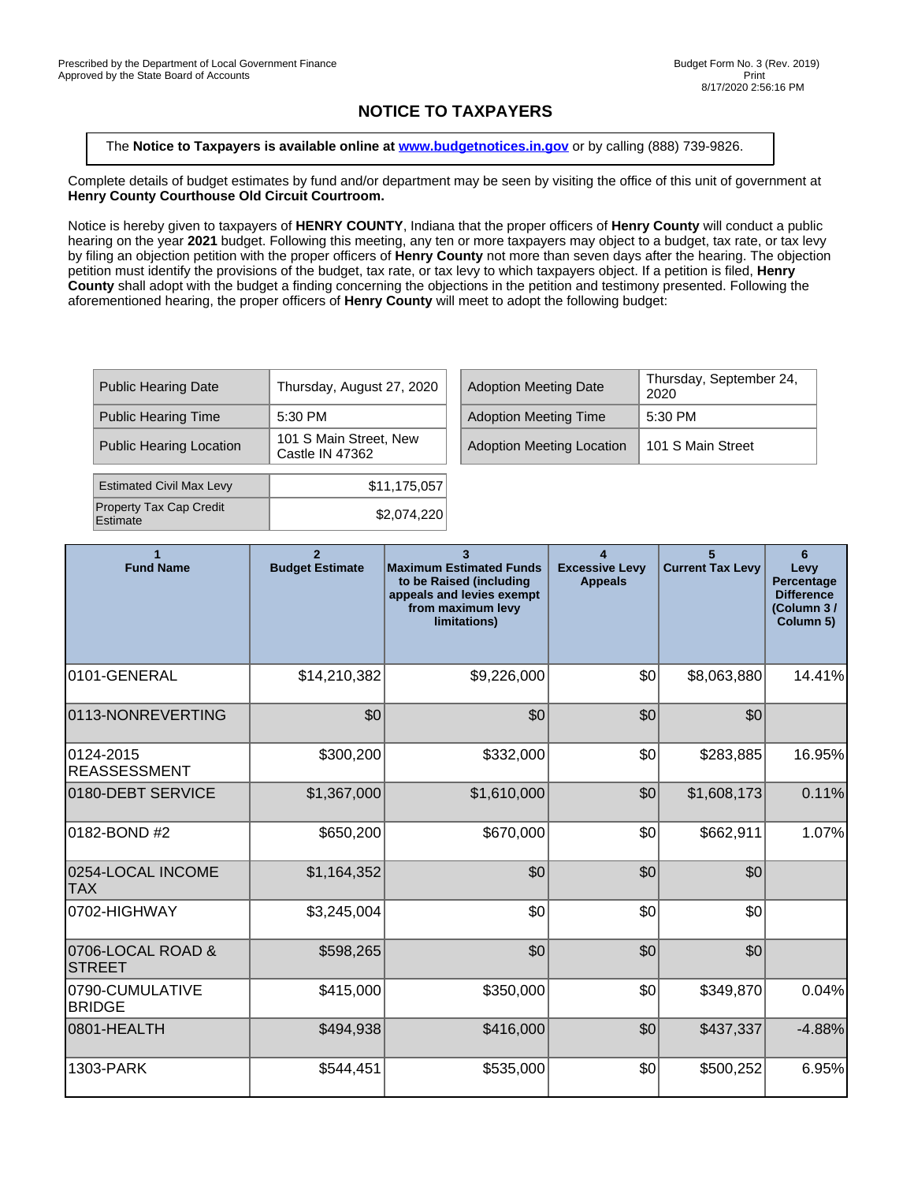Prescribed by the Department of Local Government Finance
Approved by the State Board of Accounts

Budget Form No. 3 (Rev. 2019)
Print
8/17/2020 2:56:16 PM

# NOTICE TO TAXPAYERS

The **Notice to Taxpayers is available online at [www.budgetnotices.in.gov](www.budgetnotices.in.gov)** or by calling (888) 739-9826.

Complete details of budget estimates by fund and/or department may be seen by visiting the office of this unit of government at **Henry County Courthouse Old Circuit Courtroom.**

Notice is hereby given to taxpayers of **HENRY COUNTY**, Indiana that the proper officers of **Henry County** will conduct a public hearing on the year **2021** budget. Following this meeting, any ten or more taxpayers may object to a budget, tax rate, or tax levy by filing an objection petition with the proper officers of **Henry County** not more than seven days after the hearing. The objection petition must identify the provisions of the budget, tax rate, or tax levy to which taxpayers object. If a petition is filed, **Henry County** shall adopt with the budget a finding concerning the objections in the petition and testimony presented. Following the aforementioned hearing, the proper officers of **Henry County** will meet to adopt the following budget:

| | |
|---|---|
| Public Hearing Date | Thursday, August 27, 2020 |
| Public Hearing Time | 5:30 PM |
| Public Hearing Location | 101 S Main Street, New Castle IN 47362 |

| | |
|---|---|
| Adoption Meeting Date | Thursday, September 24, 2020 |
| Adoption Meeting Time | 5:30 PM |
| Adoption Meeting Location | 101 S Main Street |

| | |
|---|---|
| Estimated Civil Max Levy | $11,175,057 |
| Property Tax Cap Credit Estimate | $2,074,220 |

| 1<br>Fund Name | 2<br>Budget Estimate | 3<br>Maximum Estimated Funds to be Raised (including appeals and levies exempt from maximum levy limitations) | 4<br>Excessive Levy Appeals | 5<br>Current Tax Levy | 6<br>Levy Percentage Difference (Column 3 / Column 5) |
|---|---|---|---|---|---|
| 0101-GENERAL | $14,210,382 | $9,226,000 | $0 | $8,063,880 | 14.41% |
| 0113-NONREVERTING | $0 | $0 | $0 | $0 | |
| 0124-2015 REASSESSMENT | $300,200 | $332,000 | $0 | $283,885 | 16.95% |
| 0180-DEBT SERVICE | $1,367,000 | $1,610,000 | $0 | $1,608,173 | 0.11% |
| 0182-BOND #2 | $650,200 | $670,000 | $0 | $662,911 | 1.07% |
| 0254-LOCAL INCOME TAX | $1,164,352 | $0 | $0 | $0 | |
| 0702-HIGHWAY | $3,245,004 | $0 | $0 | $0 | |
| 0706-LOCAL ROAD & STREET | $598,265 | $0 | $0 | $0 | |
| 0790-CUMULATIVE BRIDGE | $415,000 | $350,000 | $0 | $349,870 | 0.04% |
| 0801-HEALTH | $494,938 | $416,000 | $0 | $437,337 | -4.88% |
| 1303-PARK | $544,451 | $535,000 | $0 | $500,252 | 6.95% |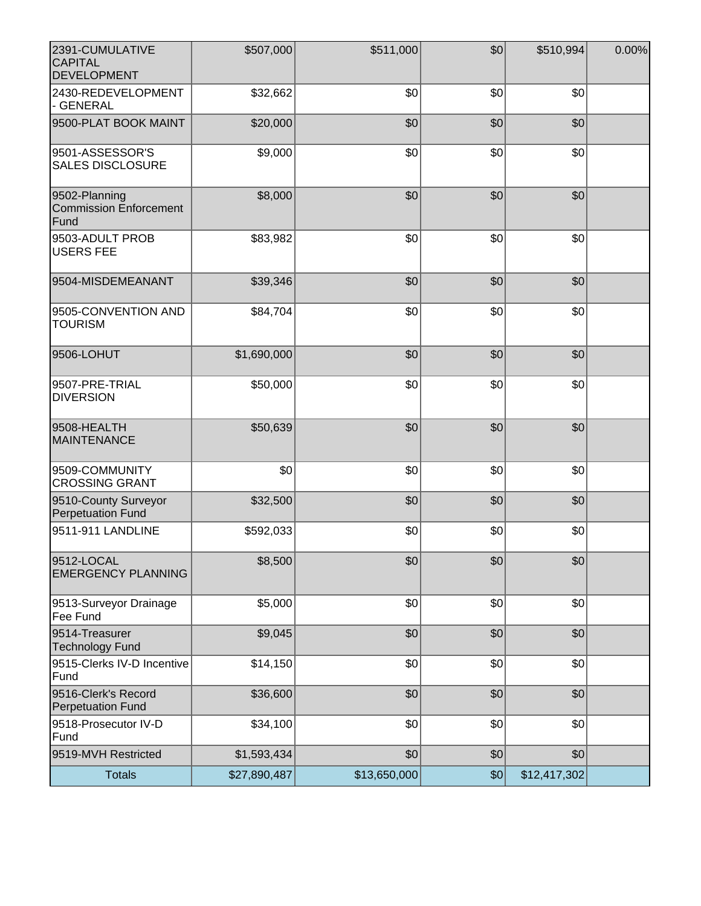| | | | | | |
|---|---|---|---|---|---|
| 2391-CUMULATIVE CAPITAL DEVELOPMENT | $507,000 | $511,000 | $0 | $510,994 | 0.00% |
| 2430-REDEVELOPMENT - GENERAL | $32,662 | $0 | $0 | $0 | |
| 9500-PLAT BOOK MAINT | $20,000 | $0 | $0 | $0 | |
| 9501-ASSESSOR'S SALES DISCLOSURE | $9,000 | $0 | $0 | $0 | |
| 9502-Planning Commission Enforcement Fund | $8,000 | $0 | $0 | $0 | |
| 9503-ADULT PROB USERS FEE | $83,982 | $0 | $0 | $0 | |
| 9504-MISDEMEANANT | $39,346 | $0 | $0 | $0 | |
| 9505-CONVENTION AND TOURISM | $84,704 | $0 | $0 | $0 | |
| 9506-LOHUT | $1,690,000 | $0 | $0 | $0 | |
| 9507-PRE-TRIAL DIVERSION | $50,000 | $0 | $0 | $0 | |
| 9508-HEALTH MAINTENANCE | $50,639 | $0 | $0 | $0 | |
| 9509-COMMUNITY CROSSING GRANT | $0 | $0 | $0 | $0 | |
| 9510-County Surveyor Perpetuation Fund | $32,500 | $0 | $0 | $0 | |
| 9511-911 LANDLINE | $592,033 | $0 | $0 | $0 | |
| 9512-LOCAL EMERGENCY PLANNING | $8,500 | $0 | $0 | $0 | |
| 9513-Surveyor Drainage Fee Fund | $5,000 | $0 | $0 | $0 | |
| 9514-Treasurer Technology Fund | $9,045 | $0 | $0 | $0 | |
| 9515-Clerks IV-D Incentive Fund | $14,150 | $0 | $0 | $0 | |
| 9516-Clerk's Record Perpetuation Fund | $36,600 | $0 | $0 | $0 | |
| 9518-Prosecutor IV-D Fund | $34,100 | $0 | $0 | $0 | |
| 9519-MVH Restricted | $1,593,434 | $0 | $0 | $0 | |
| Totals | $27,890,487 | $13,650,000 | $0 | $12,417,302 | |